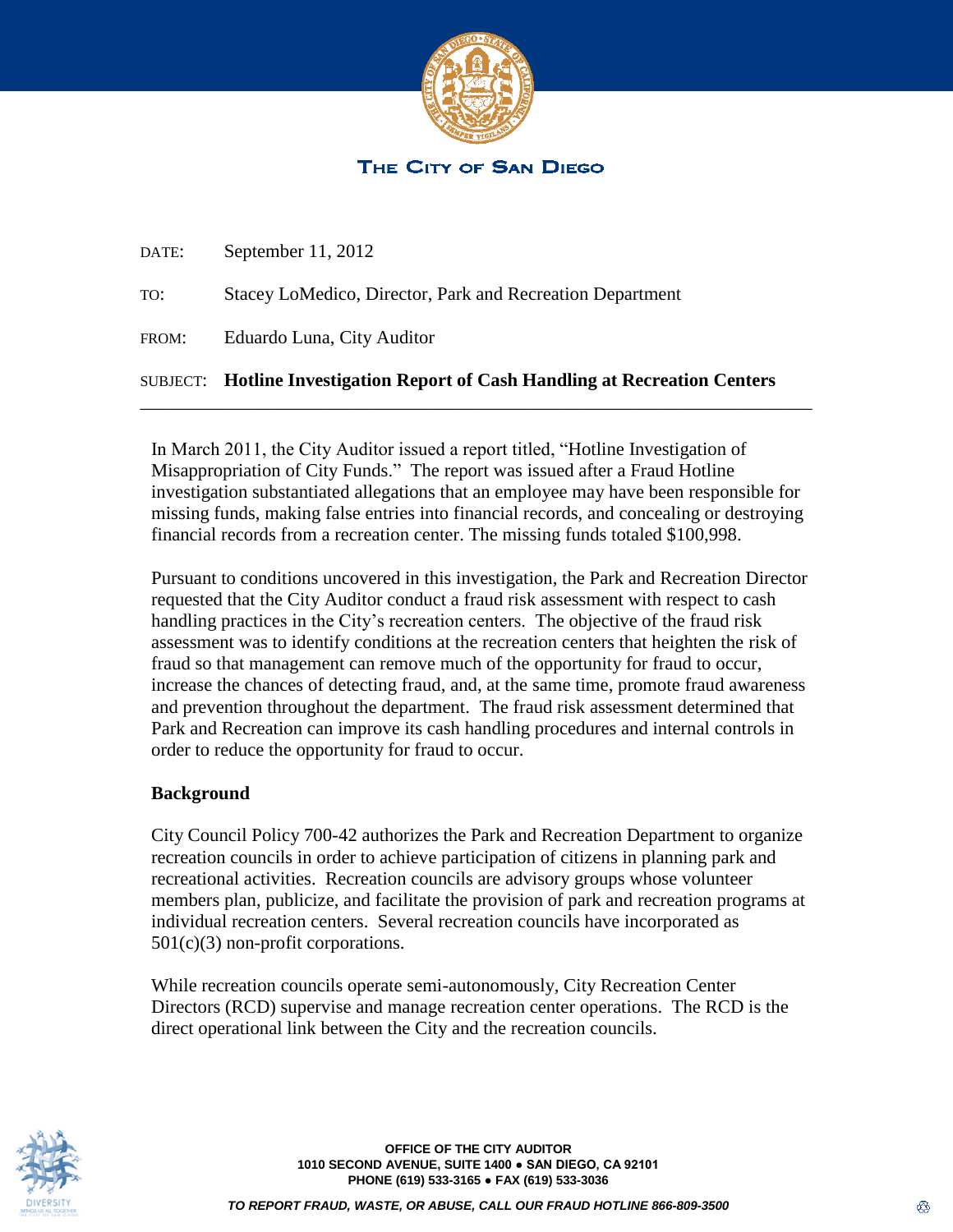THE CITY OF SAN DIEGO

DATE: September 11, 2012

TO: Stacey LoMedico, Director, Park and Recreation Department

FROM: Eduardo Luna, City Auditor

SUBJECT: **Hotline Investigation Report of Cash Handling at Recreation Centers**

---

In March 2011, the City Auditor issued a report titled, "Hotline Investigation of Misappropriation of City Funds." The report was issued after a Fraud Hotline investigation substantiated allegations that an employee may have been responsible for missing funds, making false entries into financial records, and concealing or destroying financial records from a recreation center. The missing funds totaled $100,998.

Pursuant to conditions uncovered in this investigation, the Park and Recreation Director requested that the City Auditor conduct a fraud risk assessment with respect to cash handling practices in the City's recreation centers. The objective of the fraud risk assessment was to identify conditions at the recreation centers that heighten the risk of fraud so that management can remove much of the opportunity for fraud to occur, increase the chances of detecting fraud, and, at the same time, promote fraud awareness and prevention throughout the department. The fraud risk assessment determined that Park and Recreation can improve its cash handling procedures and internal controls in order to reduce the opportunity for fraud to occur.

## Background

City Council Policy 700-42 authorizes the Park and Recreation Department to organize recreation councils in order to achieve participation of citizens in planning park and recreational activities. Recreation councils are advisory groups whose volunteer members plan, publicize, and facilitate the provision of park and recreation programs at individual recreation centers. Several recreation councils have incorporated as 501(c)(3) non-profit corporations.

While recreation councils operate semi-autonomously, City Recreation Center Directors (RCD) supervise and manage recreation center operations. The RCD is the direct operational link between the City and the recreation councils.

OFFICE OF THE CITY AUDITOR
1010 SECOND AVENUE, SUITE 1400 ● SAN DIEGO, CA 92101
PHONE (619) 533-3165 ● FAX (619) 533-3036

*TO REPORT FRAUD, WASTE, OR ABUSE, CALL OUR FRAUD HOTLINE 866-809-3500*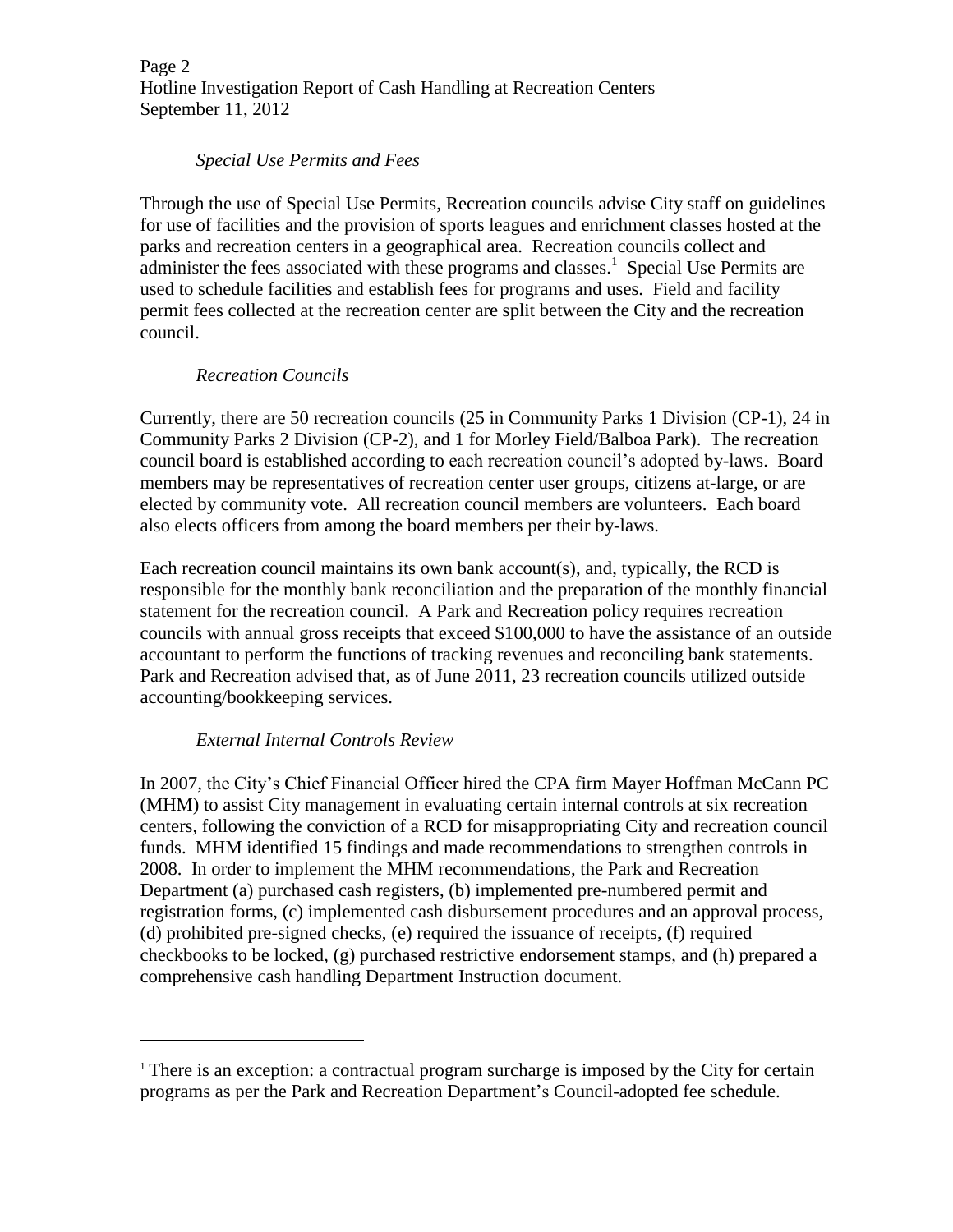*Special Use Permits and Fees*

Through the use of Special Use Permits, Recreation councils advise City staff on guidelines for use of facilities and the provision of sports leagues and enrichment classes hosted at the parks and recreation centers in a geographical area. Recreation councils collect and administer the fees associated with these programs and classes.[1] Special Use Permits are used to schedule facilities and establish fees for programs and uses. Field and facility permit fees collected at the recreation center are split between the City and the recreation council.

*Recreation Councils*

Currently, there are 50 recreation councils (25 in Community Parks 1 Division (CP-1), 24 in Community Parks 2 Division (CP-2), and 1 for Morley Field/Balboa Park). The recreation council board is established according to each recreation council's adopted by-laws. Board members may be representatives of recreation center user groups, citizens at-large, or are elected by community vote. All recreation council members are volunteers. Each board also elects officers from among the board members per their by-laws.

Each recreation council maintains its own bank account(s), and, typically, the RCD is responsible for the monthly bank reconciliation and the preparation of the monthly financial statement for the recreation council. A Park and Recreation policy requires recreation councils with annual gross receipts that exceed $100,000 to have the assistance of an outside accountant to perform the functions of tracking revenues and reconciling bank statements. Park and Recreation advised that, as of June 2011, 23 recreation councils utilized outside accounting/bookkeeping services.

*External Internal Controls Review*

In 2007, the City's Chief Financial Officer hired the CPA firm Mayer Hoffman McCann PC (MHM) to assist City management in evaluating certain internal controls at six recreation centers, following the conviction of a RCD for misappropriating City and recreation council funds. MHM identified 15 findings and made recommendations to strengthen controls in 2008. In order to implement the MHM recommendations, the Park and Recreation Department (a) purchased cash registers, (b) implemented pre-numbered permit and registration forms, (c) implemented cash disbursement procedures and an approval process, (d) prohibited pre-signed checks, (e) required the issuance of receipts, (f) required checkbooks to be locked, (g) purchased restrictive endorsement stamps, and (h) prepared a comprehensive cash handling Department Instruction document.

---

[1] There is an exception: a contractual program surcharge is imposed by the City for certain programs as per the Park and Recreation Department's Council-adopted fee schedule.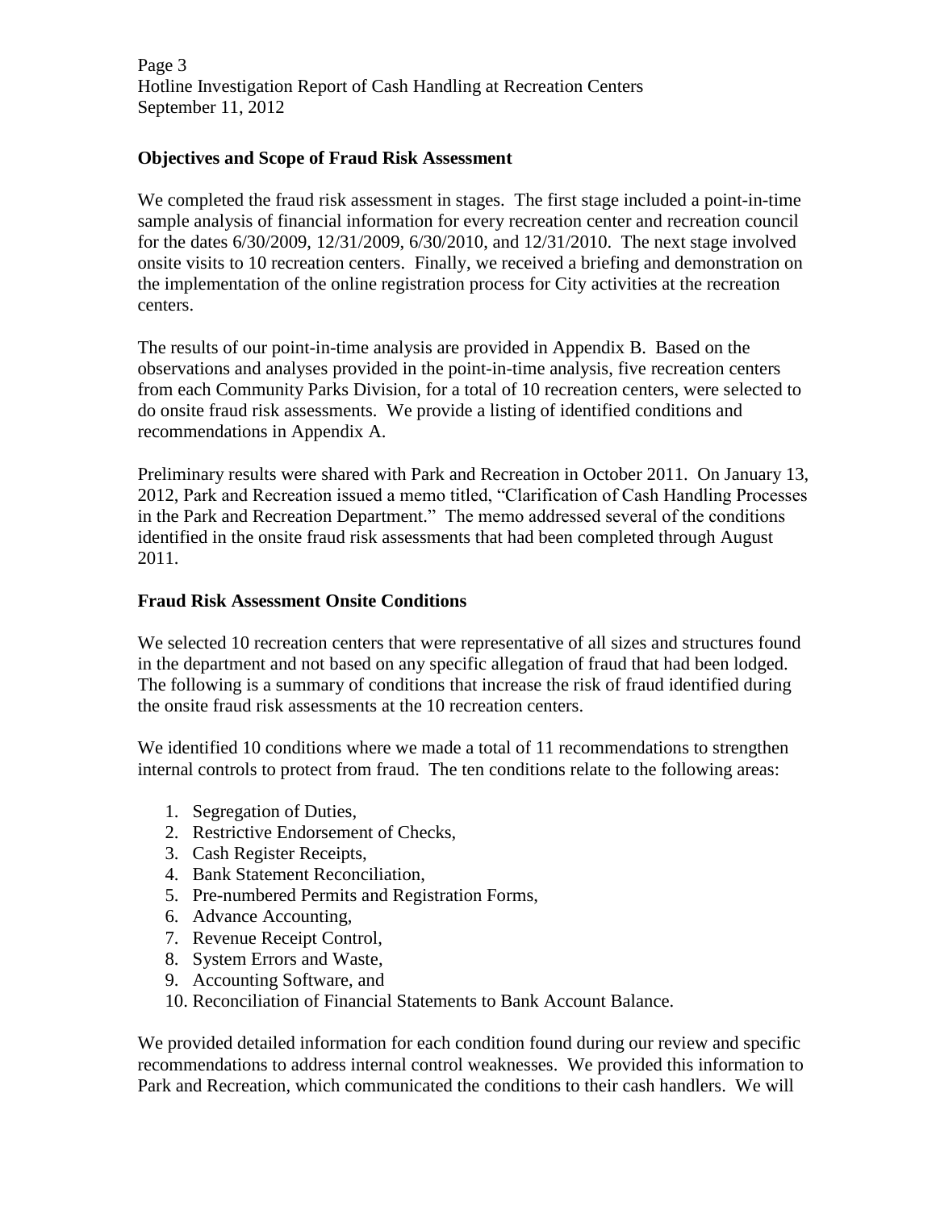**Objectives and Scope of Fraud Risk Assessment**

We completed the fraud risk assessment in stages. The first stage included a point-in-time sample analysis of financial information for every recreation center and recreation council for the dates 6/30/2009, 12/31/2009, 6/30/2010, and 12/31/2010. The next stage involved onsite visits to 10 recreation centers. Finally, we received a briefing and demonstration on the implementation of the online registration process for City activities at the recreation centers.

The results of our point-in-time analysis are provided in Appendix B. Based on the observations and analyses provided in the point-in-time analysis, five recreation centers from each Community Parks Division, for a total of 10 recreation centers, were selected to do onsite fraud risk assessments. We provide a listing of identified conditions and recommendations in Appendix A.

Preliminary results were shared with Park and Recreation in October 2011. On January 13, 2012, Park and Recreation issued a memo titled, "Clarification of Cash Handling Processes in the Park and Recreation Department." The memo addressed several of the conditions identified in the onsite fraud risk assessments that had been completed through August 2011.

**Fraud Risk Assessment Onsite Conditions**

We selected 10 recreation centers that were representative of all sizes and structures found in the department and not based on any specific allegation of fraud that had been lodged. The following is a summary of conditions that increase the risk of fraud identified during the onsite fraud risk assessments at the 10 recreation centers.

We identified 10 conditions where we made a total of 11 recommendations to strengthen internal controls to protect from fraud. The ten conditions relate to the following areas:

1. Segregation of Duties,
2. Restrictive Endorsement of Checks,
3. Cash Register Receipts,
4. Bank Statement Reconciliation,
5. Pre-numbered Permits and Registration Forms,
6. Advance Accounting,
7. Revenue Receipt Control,
8. System Errors and Waste,
9. Accounting Software, and
10. Reconciliation of Financial Statements to Bank Account Balance.

We provided detailed information for each condition found during our review and specific recommendations to address internal control weaknesses. We provided this information to Park and Recreation, which communicated the conditions to their cash handlers. We will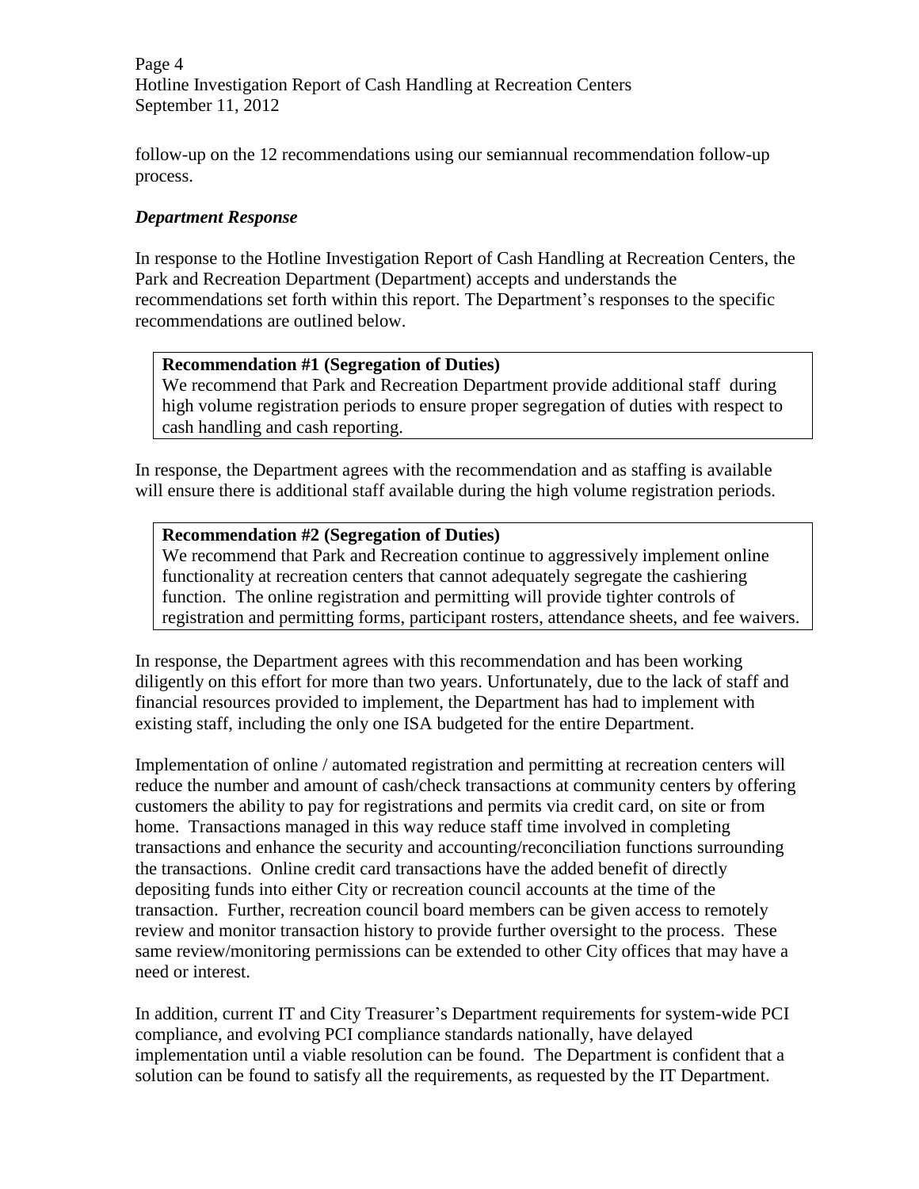follow-up on the 12 recommendations using our semiannual recommendation follow-up process.

### *Department Response*

In response to the Hotline Investigation Report of Cash Handling at Recreation Centers, the Park and Recreation Department (Department) accepts and understands the recommendations set forth within this report. The Department's responses to the specific recommendations are outlined below.

> **Recommendation #1 (Segregation of Duties)**
> We recommend that Park and Recreation Department provide additional staff during high volume registration periods to ensure proper segregation of duties with respect to cash handling and cash reporting.

In response, the Department agrees with the recommendation and as staffing is available will ensure there is additional staff available during the high volume registration periods.

> **Recommendation #2 (Segregation of Duties)**
> We recommend that Park and Recreation continue to aggressively implement online functionality at recreation centers that cannot adequately segregate the cashiering function. The online registration and permitting will provide tighter controls of registration and permitting forms, participant rosters, attendance sheets, and fee waivers.

In response, the Department agrees with this recommendation and has been working diligently on this effort for more than two years. Unfortunately, due to the lack of staff and financial resources provided to implement, the Department has had to implement with existing staff, including the only one ISA budgeted for the entire Department.

Implementation of online / automated registration and permitting at recreation centers will reduce the number and amount of cash/check transactions at community centers by offering customers the ability to pay for registrations and permits via credit card, on site or from home. Transactions managed in this way reduce staff time involved in completing transactions and enhance the security and accounting/reconciliation functions surrounding the transactions. Online credit card transactions have the added benefit of directly depositing funds into either City or recreation council accounts at the time of the transaction. Further, recreation council board members can be given access to remotely review and monitor transaction history to provide further oversight to the process. These same review/monitoring permissions can be extended to other City offices that may have a need or interest.

In addition, current IT and City Treasurer's Department requirements for system-wide PCI compliance, and evolving PCI compliance standards nationally, have delayed implementation until a viable resolution can be found. The Department is confident that a solution can be found to satisfy all the requirements, as requested by the IT Department.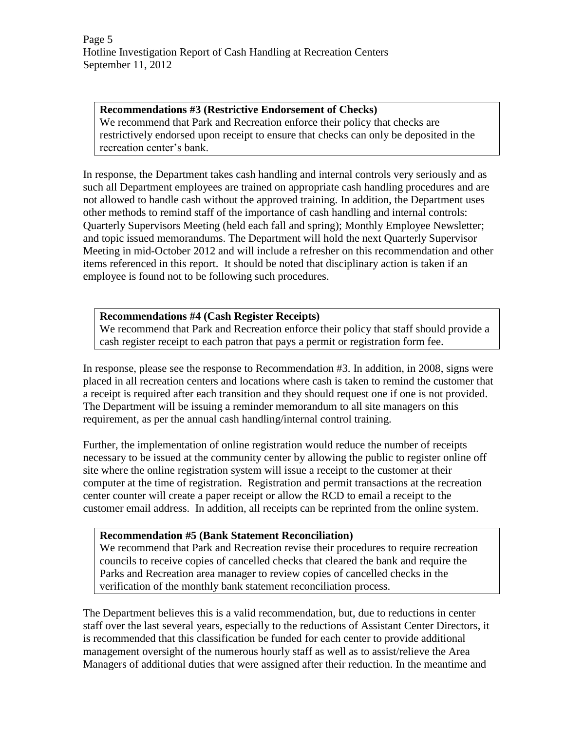**Recommendations #3 (Restrictive Endorsement of Checks)**
We recommend that Park and Recreation enforce their policy that checks are restrictively endorsed upon receipt to ensure that checks can only be deposited in the recreation center's bank.

In response, the Department takes cash handling and internal controls very seriously and as such all Department employees are trained on appropriate cash handling procedures and are not allowed to handle cash without the approved training. In addition, the Department uses other methods to remind staff of the importance of cash handling and internal controls: Quarterly Supervisors Meeting (held each fall and spring); Monthly Employee Newsletter; and topic issued memorandums. The Department will hold the next Quarterly Supervisor Meeting in mid-October 2012 and will include a refresher on this recommendation and other items referenced in this report. It should be noted that disciplinary action is taken if an employee is found not to be following such procedures.

**Recommendations #4 (Cash Register Receipts)**
We recommend that Park and Recreation enforce their policy that staff should provide a cash register receipt to each patron that pays a permit or registration form fee.

In response, please see the response to Recommendation #3. In addition, in 2008, signs were placed in all recreation centers and locations where cash is taken to remind the customer that a receipt is required after each transition and they should request one if one is not provided. The Department will be issuing a reminder memorandum to all site managers on this requirement, as per the annual cash handling/internal control training.

Further, the implementation of online registration would reduce the number of receipts necessary to be issued at the community center by allowing the public to register online off site where the online registration system will issue a receipt to the customer at their computer at the time of registration. Registration and permit transactions at the recreation center counter will create a paper receipt or allow the RCD to email a receipt to the customer email address. In addition, all receipts can be reprinted from the online system.

**Recommendation #5 (Bank Statement Reconciliation)**
We recommend that Park and Recreation revise their procedures to require recreation councils to receive copies of cancelled checks that cleared the bank and require the Parks and Recreation area manager to review copies of cancelled checks in the verification of the monthly bank statement reconciliation process.

The Department believes this is a valid recommendation, but, due to reductions in center staff over the last several years, especially to the reductions of Assistant Center Directors, it is recommended that this classification be funded for each center to provide additional management oversight of the numerous hourly staff as well as to assist/relieve the Area Managers of additional duties that were assigned after their reduction. In the meantime and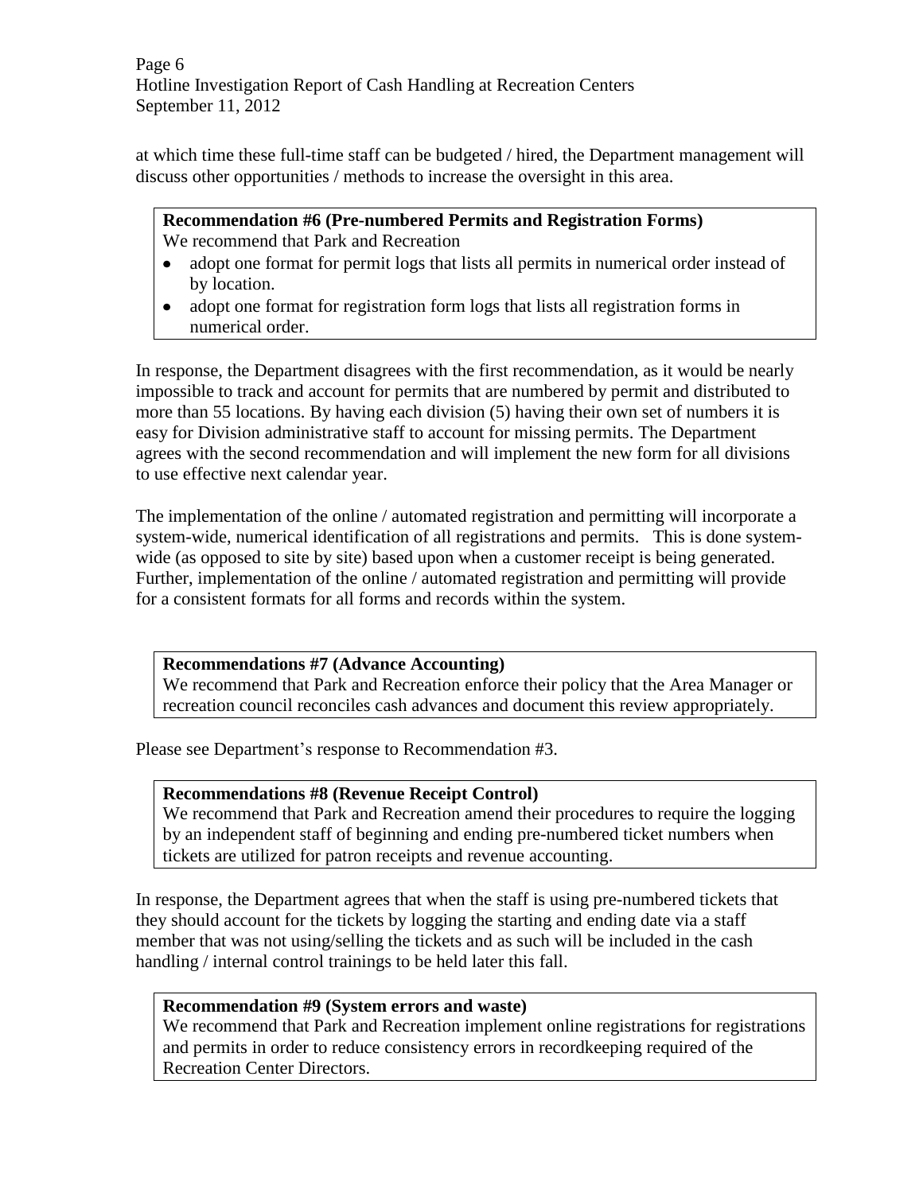at which time these full-time staff can be budgeted / hired, the Department management will discuss other opportunities / methods to increase the oversight in this area.

**Recommendation #6 (Pre-numbered Permits and Registration Forms)**
We recommend that Park and Recreation

- adopt one format for permit logs that lists all permits in numerical order instead of by location.
- adopt one format for registration form logs that lists all registration forms in numerical order.

In response, the Department disagrees with the first recommendation, as it would be nearly impossible to track and account for permits that are numbered by permit and distributed to more than 55 locations. By having each division (5) having their own set of numbers it is easy for Division administrative staff to account for missing permits. The Department agrees with the second recommendation and will implement the new form for all divisions to use effective next calendar year.

The implementation of the online / automated registration and permitting will incorporate a system-wide, numerical identification of all registrations and permits. This is done system-wide (as opposed to site by site) based upon when a customer receipt is being generated. Further, implementation of the online / automated registration and permitting will provide for a consistent formats for all forms and records within the system.

**Recommendations #7 (Advance Accounting)**
We recommend that Park and Recreation enforce their policy that the Area Manager or recreation council reconciles cash advances and document this review appropriately.

Please see Department's response to Recommendation #3.

**Recommendations #8 (Revenue Receipt Control)**
We recommend that Park and Recreation amend their procedures to require the logging by an independent staff of beginning and ending pre-numbered ticket numbers when tickets are utilized for patron receipts and revenue accounting.

In response, the Department agrees that when the staff is using pre-numbered tickets that they should account for the tickets by logging the starting and ending date via a staff member that was not using/selling the tickets and as such will be included in the cash handling / internal control trainings to be held later this fall.

**Recommendation #9 (System errors and waste)**
We recommend that Park and Recreation implement online registrations for registrations and permits in order to reduce consistency errors in recordkeeping required of the Recreation Center Directors.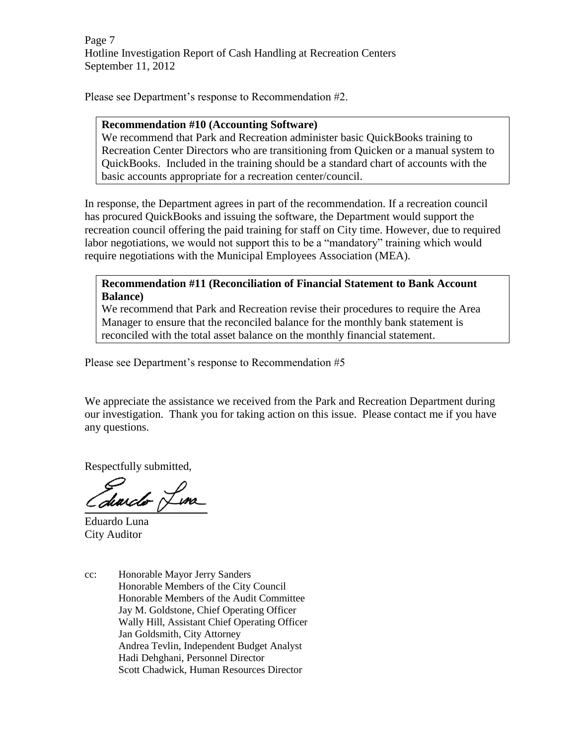Please see Department's response to Recommendation #2.

**Recommendation #10 (Accounting Software)**
We recommend that Park and Recreation administer basic QuickBooks training to Recreation Center Directors who are transitioning from Quicken or a manual system to QuickBooks. Included in the training should be a standard chart of accounts with the basic accounts appropriate for a recreation center/council.

In response, the Department agrees in part of the recommendation. If a recreation council has procured QuickBooks and issuing the software, the Department would support the recreation council offering the paid training for staff on City time. However, due to required labor negotiations, we would not support this to be a "mandatory" training which would require negotiations with the Municipal Employees Association (MEA).

**Recommendation #11 (Reconciliation of Financial Statement to Bank Account Balance)**
We recommend that Park and Recreation revise their procedures to require the Area Manager to ensure that the reconciled balance for the monthly bank statement is reconciled with the total asset balance on the monthly financial statement.

Please see Department's response to Recommendation #5

We appreciate the assistance we received from the Park and Recreation Department during our investigation. Thank you for taking action on this issue. Please contact me if you have any questions.

Respectfully submitted,

Eduardo Luna
City Auditor

cc: Honorable Mayor Jerry Sanders
Honorable Members of the City Council
Honorable Members of the Audit Committee
Jay M. Goldstone, Chief Operating Officer
Wally Hill, Assistant Chief Operating Officer
Jan Goldsmith, City Attorney
Andrea Tevlin, Independent Budget Analyst
Hadi Dehghani, Personnel Director
Scott Chadwick, Human Resources Director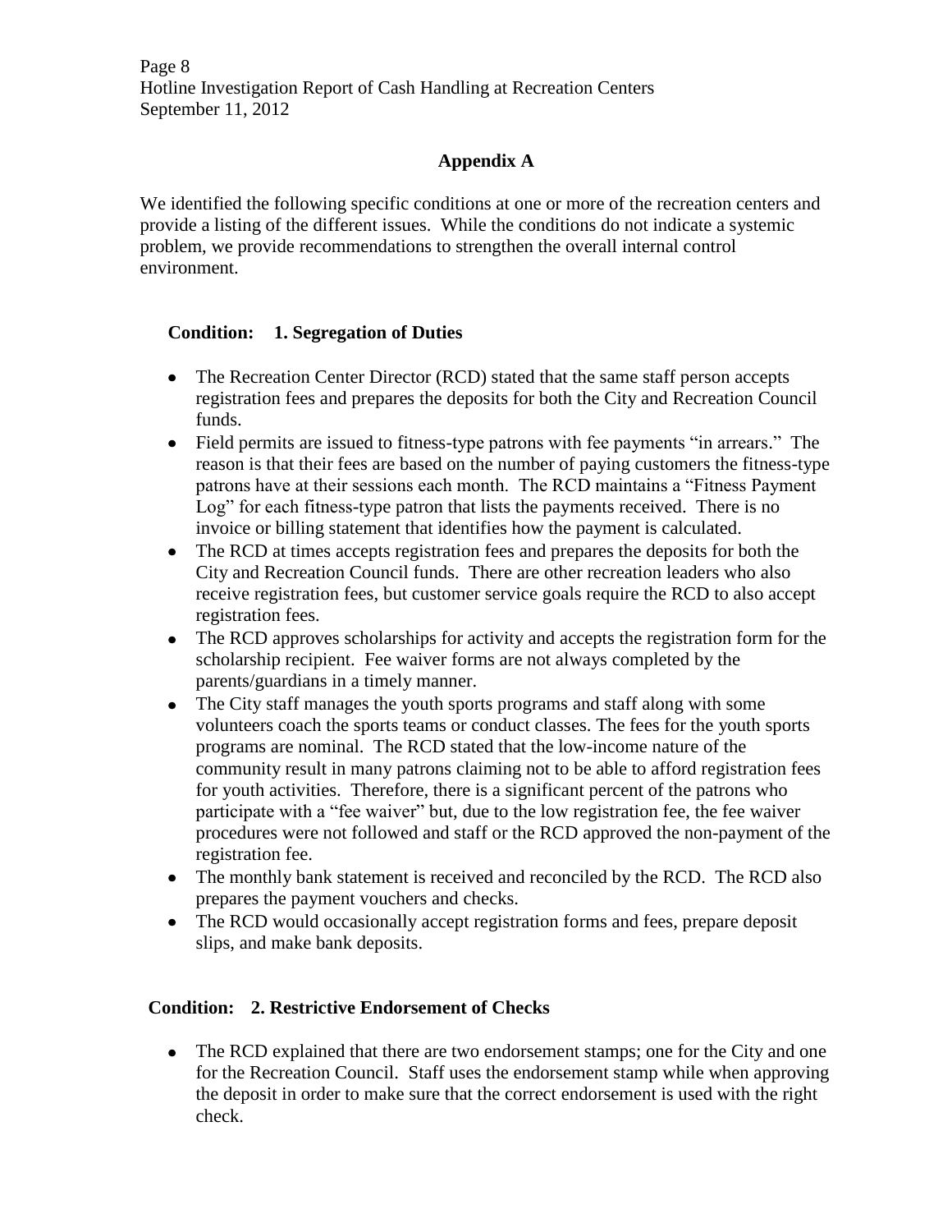## Appendix A

We identified the following specific conditions at one or more of the recreation centers and provide a listing of the different issues. While the conditions do not indicate a systemic problem, we provide recommendations to strengthen the overall internal control environment.

### Condition: 1. Segregation of Duties

- The Recreation Center Director (RCD) stated that the same staff person accepts registration fees and prepares the deposits for both the City and Recreation Council funds.
- Field permits are issued to fitness-type patrons with fee payments "in arrears." The reason is that their fees are based on the number of paying customers the fitness-type patrons have at their sessions each month. The RCD maintains a "Fitness Payment Log" for each fitness-type patron that lists the payments received. There is no invoice or billing statement that identifies how the payment is calculated.
- The RCD at times accepts registration fees and prepares the deposits for both the City and Recreation Council funds. There are other recreation leaders who also receive registration fees, but customer service goals require the RCD to also accept registration fees.
- The RCD approves scholarships for activity and accepts the registration form for the scholarship recipient. Fee waiver forms are not always completed by the parents/guardians in a timely manner.
- The City staff manages the youth sports programs and staff along with some volunteers coach the sports teams or conduct classes. The fees for the youth sports programs are nominal. The RCD stated that the low-income nature of the community result in many patrons claiming not to be able to afford registration fees for youth activities. Therefore, there is a significant percent of the patrons who participate with a "fee waiver" but, due to the low registration fee, the fee waiver procedures were not followed and staff or the RCD approved the non-payment of the registration fee.
- The monthly bank statement is received and reconciled by the RCD. The RCD also prepares the payment vouchers and checks.
- The RCD would occasionally accept registration forms and fees, prepare deposit slips, and make bank deposits.

### Condition: 2. Restrictive Endorsement of Checks

- The RCD explained that there are two endorsement stamps; one for the City and one for the Recreation Council. Staff uses the endorsement stamp while when approving the deposit in order to make sure that the correct endorsement is used with the right check.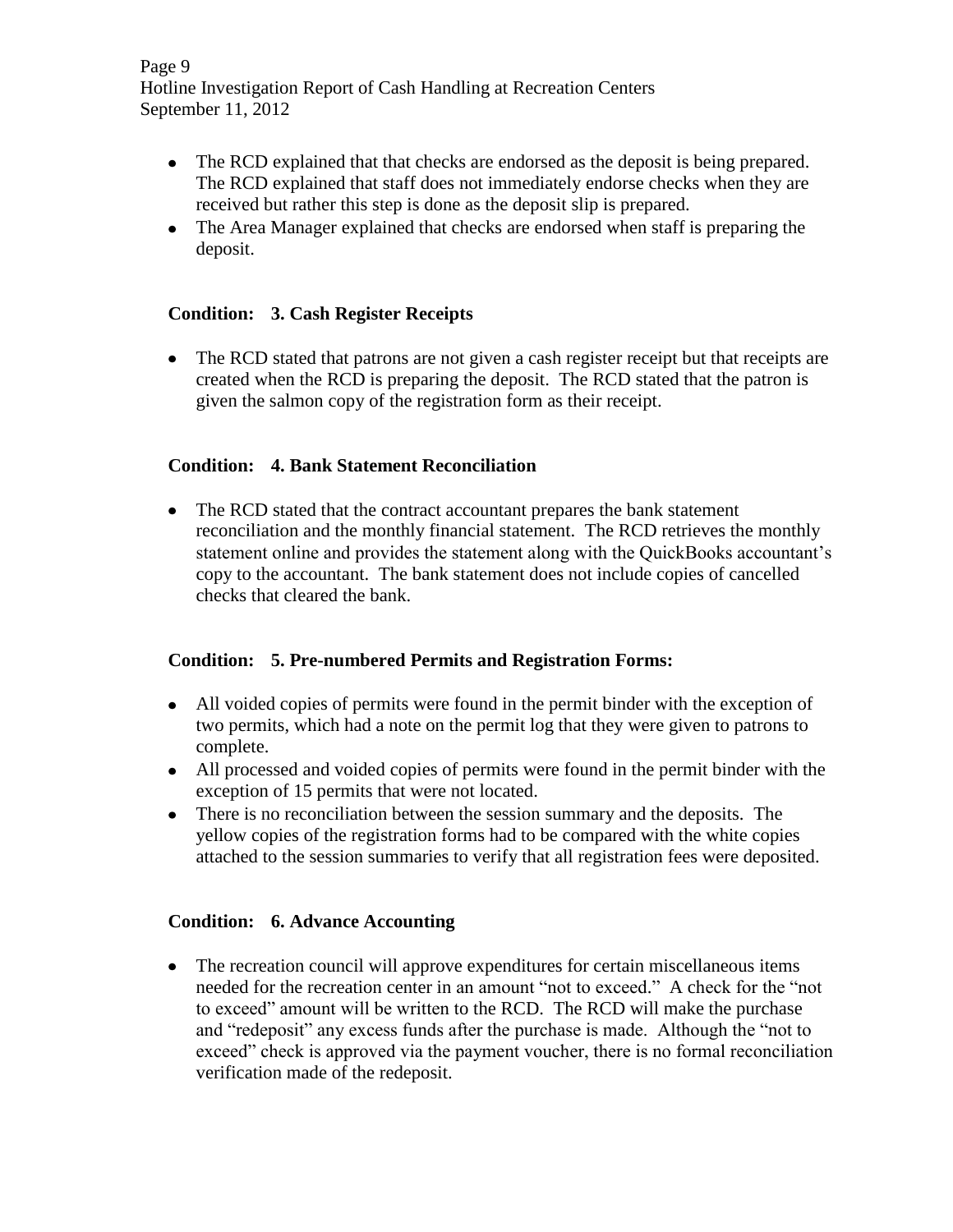- The RCD explained that that checks are endorsed as the deposit is being prepared. The RCD explained that staff does not immediately endorse checks when they are received but rather this step is done as the deposit slip is prepared.
- The Area Manager explained that checks are endorsed when staff is preparing the deposit.

**Condition: 3. Cash Register Receipts**

- The RCD stated that patrons are not given a cash register receipt but that receipts are created when the RCD is preparing the deposit. The RCD stated that the patron is given the salmon copy of the registration form as their receipt.

**Condition: 4. Bank Statement Reconciliation**

- The RCD stated that the contract accountant prepares the bank statement reconciliation and the monthly financial statement. The RCD retrieves the monthly statement online and provides the statement along with the QuickBooks accountant's copy to the accountant. The bank statement does not include copies of cancelled checks that cleared the bank.

**Condition: 5. Pre-numbered Permits and Registration Forms:**

- All voided copies of permits were found in the permit binder with the exception of two permits, which had a note on the permit log that they were given to patrons to complete.
- All processed and voided copies of permits were found in the permit binder with the exception of 15 permits that were not located.
- There is no reconciliation between the session summary and the deposits. The yellow copies of the registration forms had to be compared with the white copies attached to the session summaries to verify that all registration fees were deposited.

**Condition: 6. Advance Accounting**

- The recreation council will approve expenditures for certain miscellaneous items needed for the recreation center in an amount "not to exceed." A check for the "not to exceed" amount will be written to the RCD. The RCD will make the purchase and "redeposit" any excess funds after the purchase is made. Although the "not to exceed" check is approved via the payment voucher, there is no formal reconciliation verification made of the redeposit.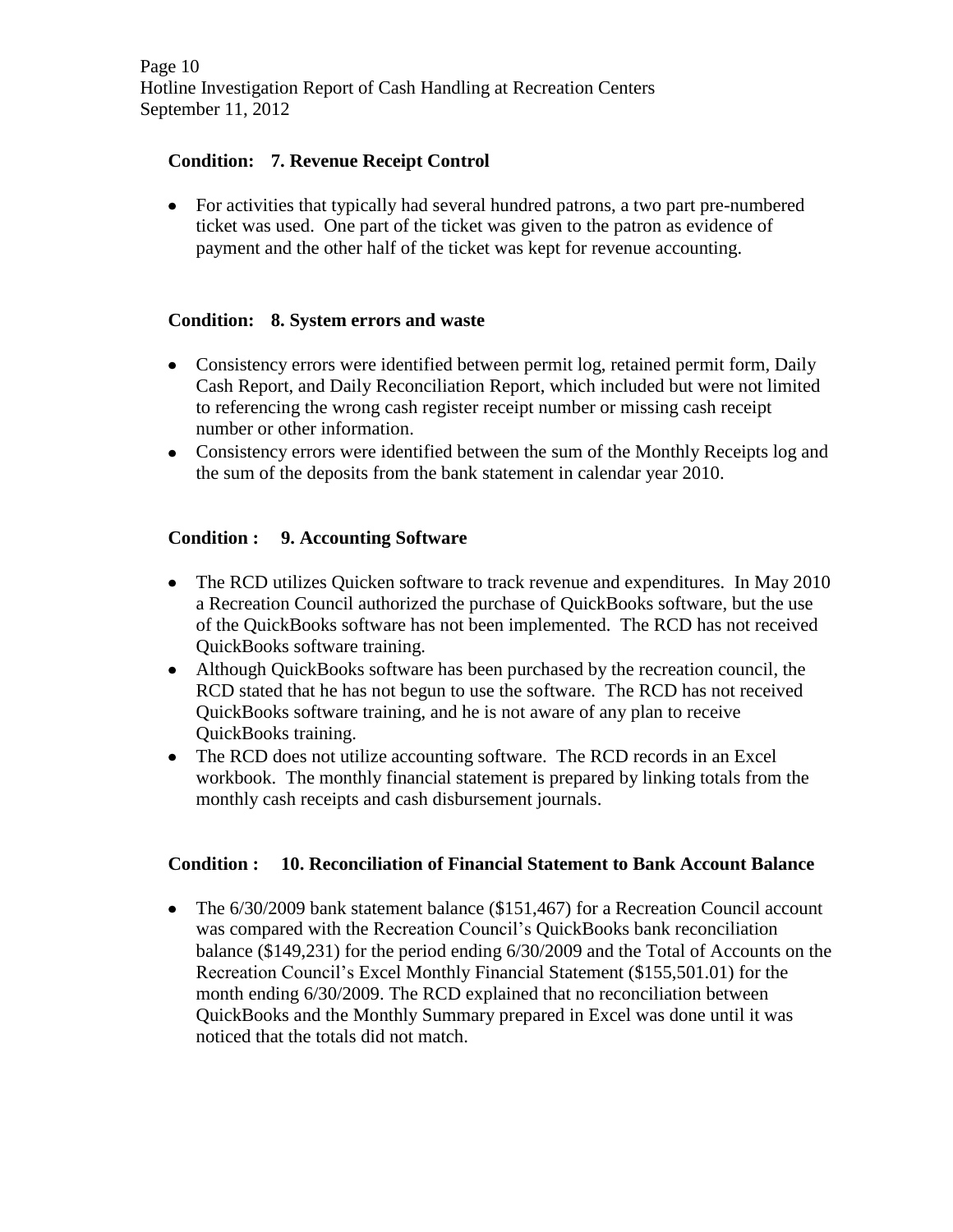**Condition: 7. Revenue Receipt Control**

- For activities that typically had several hundred patrons, a two part pre-numbered ticket was used. One part of the ticket was given to the patron as evidence of payment and the other half of the ticket was kept for revenue accounting.

**Condition: 8. System errors and waste**

- Consistency errors were identified between permit log, retained permit form, Daily Cash Report, and Daily Reconciliation Report, which included but were not limited to referencing the wrong cash register receipt number or missing cash receipt number or other information.
- Consistency errors were identified between the sum of the Monthly Receipts log and the sum of the deposits from the bank statement in calendar year 2010.

**Condition : 9. Accounting Software**

- The RCD utilizes Quicken software to track revenue and expenditures. In May 2010 a Recreation Council authorized the purchase of QuickBooks software, but the use of the QuickBooks software has not been implemented. The RCD has not received QuickBooks software training.
- Although QuickBooks software has been purchased by the recreation council, the RCD stated that he has not begun to use the software. The RCD has not received QuickBooks software training, and he is not aware of any plan to receive QuickBooks training.
- The RCD does not utilize accounting software. The RCD records in an Excel workbook. The monthly financial statement is prepared by linking totals from the monthly cash receipts and cash disbursement journals.

**Condition : 10. Reconciliation of Financial Statement to Bank Account Balance**

- The 6/30/2009 bank statement balance ($151,467) for a Recreation Council account was compared with the Recreation Council's QuickBooks bank reconciliation balance ($149,231) for the period ending 6/30/2009 and the Total of Accounts on the Recreation Council's Excel Monthly Financial Statement ($155,501.01) for the month ending 6/30/2009. The RCD explained that no reconciliation between QuickBooks and the Monthly Summary prepared in Excel was done until it was noticed that the totals did not match.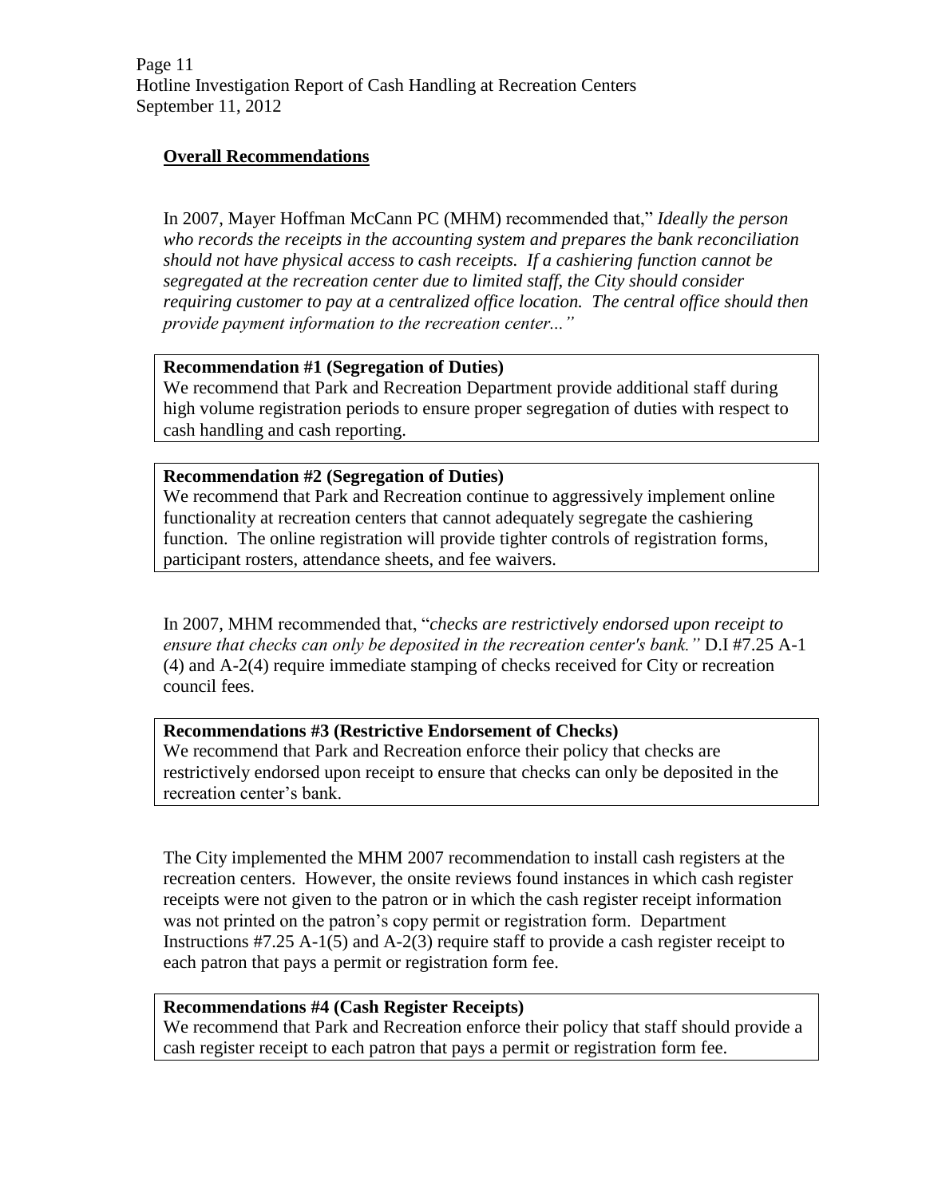## Overall Recommendations

In 2007, Mayer Hoffman McCann PC (MHM) recommended that," *Ideally the person who records the receipts in the accounting system and prepares the bank reconciliation should not have physical access to cash receipts. If a cashiering function cannot be segregated at the recreation center due to limited staff, the City should consider requiring customer to pay at a centralized office location. The central office should then provide payment information to the recreation center..."*

**Recommendation #1 (Segregation of Duties)**
We recommend that Park and Recreation Department provide additional staff during high volume registration periods to ensure proper segregation of duties with respect to cash handling and cash reporting.

**Recommendation #2 (Segregation of Duties)**
We recommend that Park and Recreation continue to aggressively implement online functionality at recreation centers that cannot adequately segregate the cashiering function. The online registration will provide tighter controls of registration forms, participant rosters, attendance sheets, and fee waivers.

In 2007, MHM recommended that, "*checks are restrictively endorsed upon receipt to ensure that checks can only be deposited in the recreation center's bank."* D.I #7.25 A-1 (4) and A-2(4) require immediate stamping of checks received for City or recreation council fees.

**Recommendations #3 (Restrictive Endorsement of Checks)**
We recommend that Park and Recreation enforce their policy that checks are restrictively endorsed upon receipt to ensure that checks can only be deposited in the recreation center's bank.

The City implemented the MHM 2007 recommendation to install cash registers at the recreation centers. However, the onsite reviews found instances in which cash register receipts were not given to the patron or in which the cash register receipt information was not printed on the patron's copy permit or registration form. Department Instructions #7.25 A-1(5) and A-2(3) require staff to provide a cash register receipt to each patron that pays a permit or registration form fee.

**Recommendations #4 (Cash Register Receipts)**
We recommend that Park and Recreation enforce their policy that staff should provide a cash register receipt to each patron that pays a permit or registration form fee.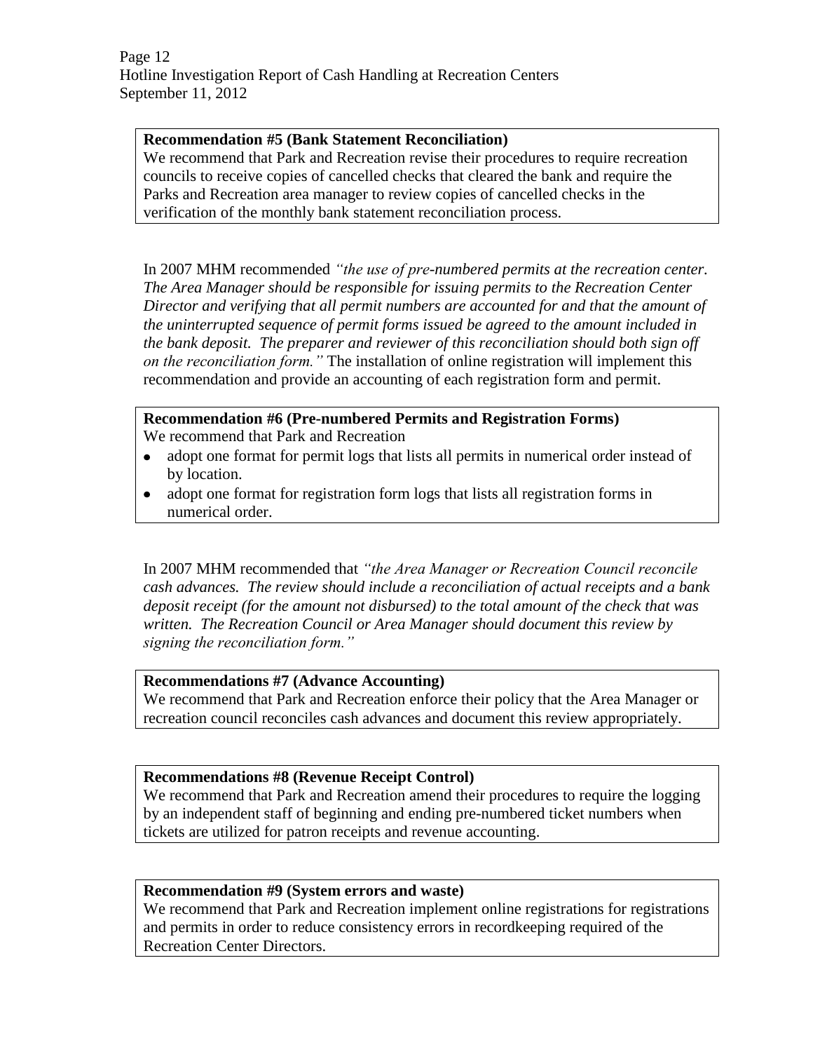**Recommendation #5 (Bank Statement Reconciliation)**
We recommend that Park and Recreation revise their procedures to require recreation councils to receive copies of cancelled checks that cleared the bank and require the Parks and Recreation area manager to review copies of cancelled checks in the verification of the monthly bank statement reconciliation process.

In 2007 MHM recommended *"the use of pre-numbered permits at the recreation center. The Area Manager should be responsible for issuing permits to the Recreation Center Director and verifying that all permit numbers are accounted for and that the amount of the uninterrupted sequence of permit forms issued be agreed to the amount included in the bank deposit. The preparer and reviewer of this reconciliation should both sign off on the reconciliation form."* The installation of online registration will implement this recommendation and provide an accounting of each registration form and permit.

**Recommendation #6 (Pre-numbered Permits and Registration Forms)**
We recommend that Park and Recreation

- adopt one format for permit logs that lists all permits in numerical order instead of by location.
- adopt one format for registration form logs that lists all registration forms in numerical order.

In 2007 MHM recommended that *"the Area Manager or Recreation Council reconcile cash advances. The review should include a reconciliation of actual receipts and a bank deposit receipt (for the amount not disbursed) to the total amount of the check that was written. The Recreation Council or Area Manager should document this review by signing the reconciliation form."*

**Recommendations #7 (Advance Accounting)**
We recommend that Park and Recreation enforce their policy that the Area Manager or recreation council reconciles cash advances and document this review appropriately.

**Recommendations #8 (Revenue Receipt Control)**
We recommend that Park and Recreation amend their procedures to require the logging by an independent staff of beginning and ending pre-numbered ticket numbers when tickets are utilized for patron receipts and revenue accounting.

**Recommendation #9 (System errors and waste)**
We recommend that Park and Recreation implement online registrations for registrations and permits in order to reduce consistency errors in recordkeeping required of the Recreation Center Directors.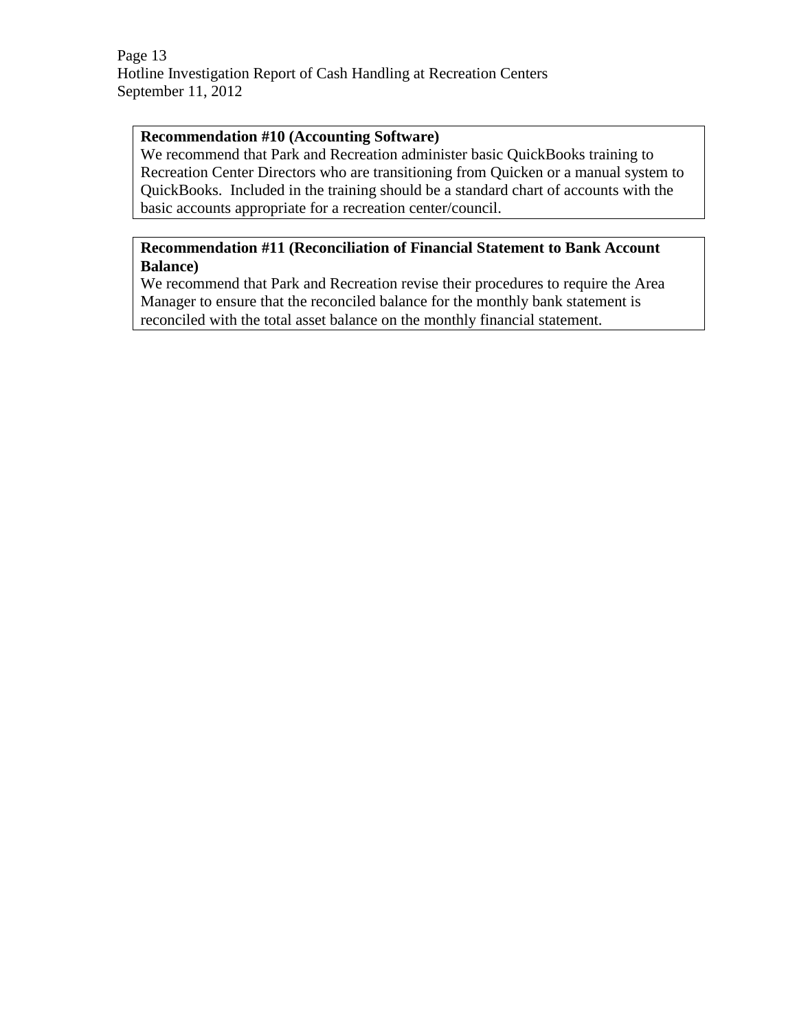**Recommendation #10 (Accounting Software)**
We recommend that Park and Recreation administer basic QuickBooks training to Recreation Center Directors who are transitioning from Quicken or a manual system to QuickBooks. Included in the training should be a standard chart of accounts with the basic accounts appropriate for a recreation center/council.

**Recommendation #11 (Reconciliation of Financial Statement to Bank Account Balance)**
We recommend that Park and Recreation revise their procedures to require the Area Manager to ensure that the reconciled balance for the monthly bank statement is reconciled with the total asset balance on the monthly financial statement.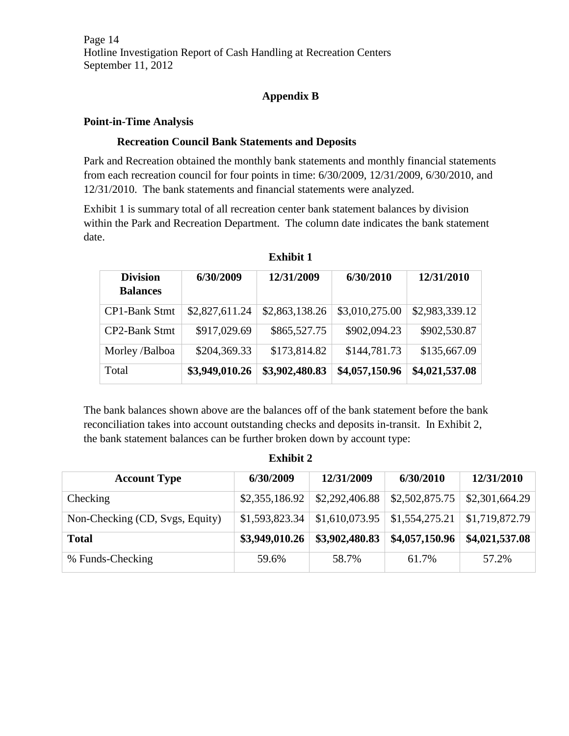## Appendix B

### Point-in-Time Analysis

#### Recreation Council Bank Statements and Deposits

Park and Recreation obtained the monthly bank statements and monthly financial statements from each recreation council for four points in time: 6/30/2009, 12/31/2009, 6/30/2010, and 12/31/2010. The bank statements and financial statements were analyzed.

Exhibit 1 is summary total of all recreation center bank statement balances by division within the Park and Recreation Department. The column date indicates the bank statement date.

**Exhibit 1**

| Division Balances | 6/30/2009 | 12/31/2009 | 6/30/2010 | 12/31/2010 |
|---|---|---|---|---|
| CP1-Bank Stmt | $2,827,611.24 | $2,863,138.26 | $3,010,275.00 | $2,983,339.12 |
| CP2-Bank Stmt | $917,029.69 | $865,527.75 | $902,094.23 | $902,530.87 |
| Morley /Balboa | $204,369.33 | $173,814.82 | $144,781.73 | $135,667.09 |
| Total | **$3,949,010.26** | **$3,902,480.83** | **$4,057,150.96** | **$4,021,537.08** |

The bank balances shown above are the balances off of the bank statement before the bank reconciliation takes into account outstanding checks and deposits in-transit. In Exhibit 2, the bank statement balances can be further broken down by account type:

**Exhibit 2**

| Account Type | 6/30/2009 | 12/31/2009 | 6/30/2010 | 12/31/2010 |
|---|---|---|---|---|
| Checking | $2,355,186.92 | $2,292,406.88 | $2,502,875.75 | $2,301,664.29 |
| Non-Checking (CD, Svgs, Equity) | $1,593,823.34 | $1,610,073.95 | $1,554,275.21 | $1,719,872.79 |
| **Total** | **$3,949,010.26** | **$3,902,480.83** | **$4,057,150.96** | **$4,021,537.08** |
| % Funds-Checking | 59.6% | 58.7% | 61.7% | 57.2% |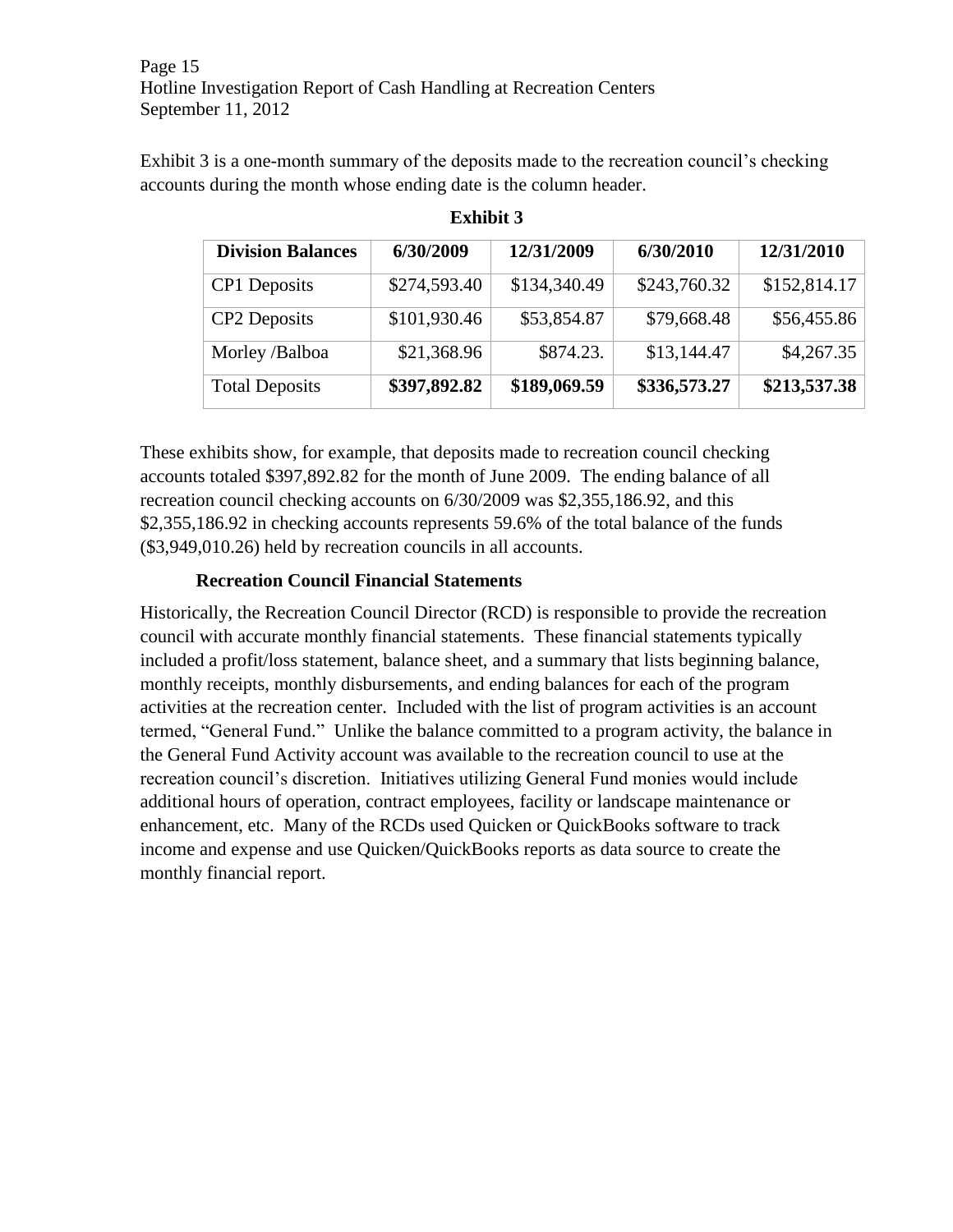Exhibit 3 is a one-month summary of the deposits made to the recreation council's checking accounts during the month whose ending date is the column header.

**Exhibit 3**

| Division Balances | 6/30/2009 | 12/31/2009 | 6/30/2010 | 12/31/2010 |
|---|---|---|---|---|
| CP1 Deposits | $274,593.40 | $134,340.49 | $243,760.32 | $152,814.17 |
| CP2 Deposits | $101,930.46 | $53,854.87 | $79,668.48 | $56,455.86 |
| Morley /Balboa | $21,368.96 | $874.23. | $13,144.47 | $4,267.35 |
| Total Deposits | **$397,892.82** | **$189,069.59** | **$336,573.27** | **$213,537.38** |

These exhibits show, for example, that deposits made to recreation council checking accounts totaled $397,892.82 for the month of June 2009. The ending balance of all recreation council checking accounts on 6/30/2009 was $2,355,186.92, and this $2,355,186.92 in checking accounts represents 59.6% of the total balance of the funds ($3,949,010.26) held by recreation councils in all accounts.

### Recreation Council Financial Statements

Historically, the Recreation Council Director (RCD) is responsible to provide the recreation council with accurate monthly financial statements. These financial statements typically included a profit/loss statement, balance sheet, and a summary that lists beginning balance, monthly receipts, monthly disbursements, and ending balances for each of the program activities at the recreation center. Included with the list of program activities is an account termed, "General Fund." Unlike the balance committed to a program activity, the balance in the General Fund Activity account was available to the recreation council to use at the recreation council's discretion. Initiatives utilizing General Fund monies would include additional hours of operation, contract employees, facility or landscape maintenance or enhancement, etc. Many of the RCDs used Quicken or QuickBooks software to track income and expense and use Quicken/QuickBooks reports as data source to create the monthly financial report.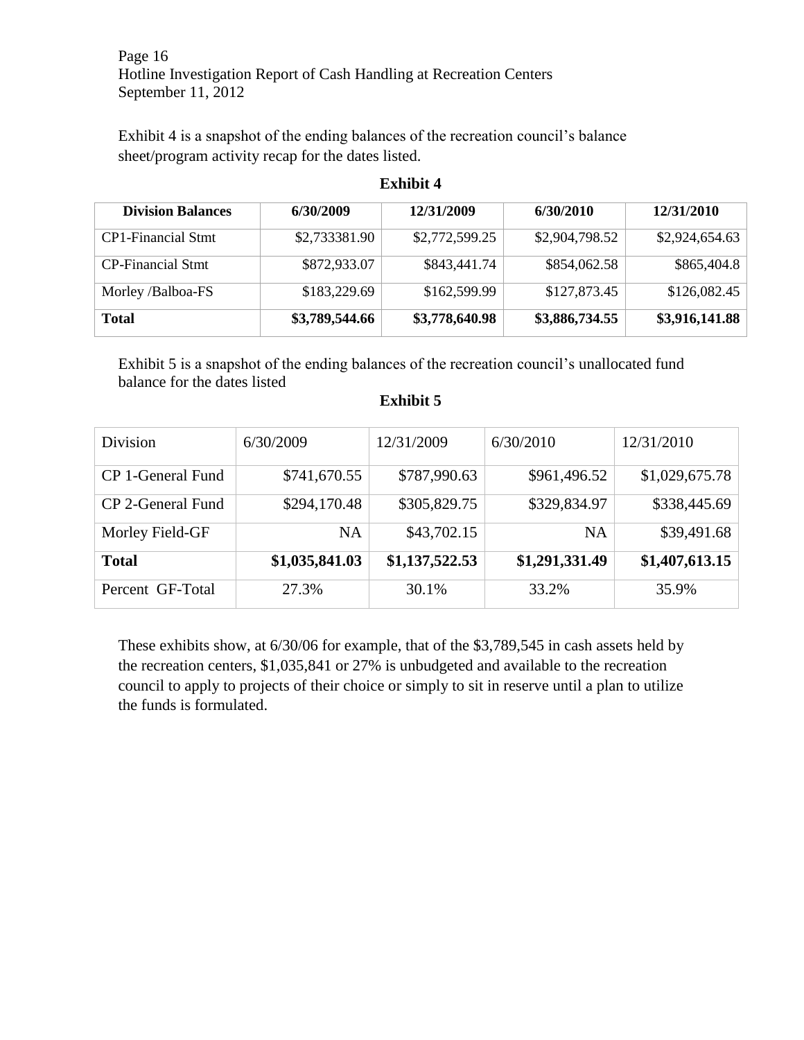Exhibit 4 is a snapshot of the ending balances of the recreation council's balance sheet/program activity recap for the dates listed.

**Exhibit 4**

| Division Balances | 6/30/2009 | 12/31/2009 | 6/30/2010 | 12/31/2010 |
|---|---|---|---|---|
| CP1-Financial Stmt | $2,733381.90 | $2,772,599.25 | $2,904,798.52 | $2,924,654.63 |
| CP-Financial Stmt | $872,933.07 | $843,441.74 | $854,062.58 | $865,404.8 |
| Morley /Balboa-FS | $183,229.69 | $162,599.99 | $127,873.45 | $126,082.45 |
| **Total** | **$3,789,544.66** | **$3,778,640.98** | **$3,886,734.55** | **$3,916,141.88** |

Exhibit 5 is a snapshot of the ending balances of the recreation council's unallocated fund balance for the dates listed

**Exhibit 5**

| Division | 6/30/2009 | 12/31/2009 | 6/30/2010 | 12/31/2010 |
|---|---|---|---|---|
| CP 1-General Fund | $741,670.55 | $787,990.63 | $961,496.52 | $1,029,675.78 |
| CP 2-General Fund | $294,170.48 | $305,829.75 | $329,834.97 | $338,445.69 |
| Morley Field-GF | NA | $43,702.15 | NA | $39,491.68 |
| **Total** | **$1,035,841.03** | **$1,137,522.53** | **$1,291,331.49** | **$1,407,613.15** |
| Percent GF-Total | 27.3% | 30.1% | 33.2% | 35.9% |

These exhibits show, at 6/30/06 for example, that of the $3,789,545 in cash assets held by the recreation centers, $1,035,841 or 27% is unbudgeted and available to the recreation council to apply to projects of their choice or simply to sit in reserve until a plan to utilize the funds is formulated.